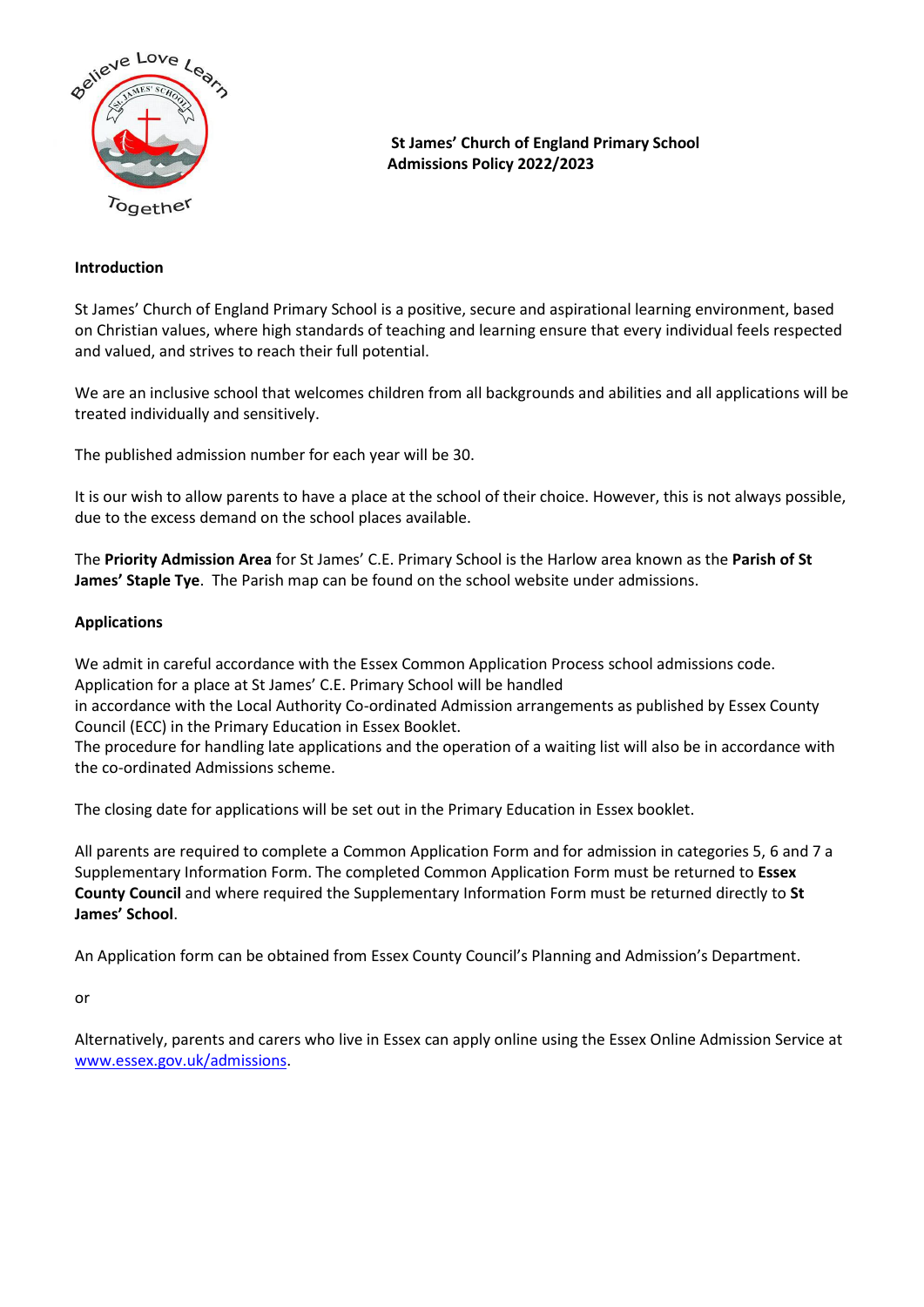**St James' Church of England Primary School**
**Admissions Policy 2022/2023**

**Introduction**

St James' Church of England Primary School is a positive, secure and aspirational learning environment, based on Christian values, where high standards of teaching and learning ensure that every individual feels respected and valued, and strives to reach their full potential.

We are an inclusive school that welcomes children from all backgrounds and abilities and all applications will be treated individually and sensitively.

The published admission number for each year will be 30.

It is our wish to allow parents to have a place at the school of their choice. However, this is not always possible, due to the excess demand on the school places available.

The **Priority Admission Area** for St James' C.E. Primary School is the Harlow area known as the **Parish of St James' Staple Tye**. The Parish map can be found on the school website under admissions.

**Applications**

We admit in careful accordance with the Essex Common Application Process school admissions code.
Application for a place at St James' C.E. Primary School will be handled in accordance with the Local Authority Co-ordinated Admission arrangements as published by Essex County Council (ECC) in the Primary Education in Essex Booklet.
The procedure for handling late applications and the operation of a waiting list will also be in accordance with the co-ordinated Admissions scheme.

The closing date for applications will be set out in the Primary Education in Essex booklet.

All parents are required to complete a Common Application Form and for admission in categories 5, 6 and 7 a Supplementary Information Form. The completed Common Application Form must be returned to **Essex County Council** and where required the Supplementary Information Form must be returned directly to **St James' School**.

An Application form can be obtained from Essex County Council's Planning and Admission's Department.

or

Alternatively, parents and carers who live in Essex can apply online using the Essex Online Admission Service at [www.essex.gov.uk/admissions](http://www.essex.gov.uk/admissions).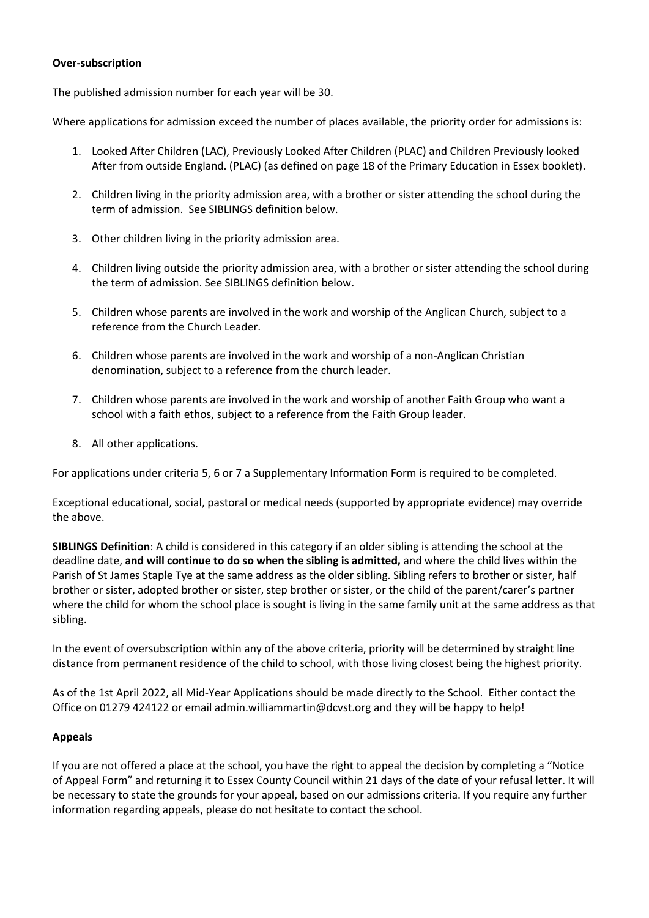**Over-subscription**

The published admission number for each year will be 30.

Where applications for admission exceed the number of places available, the priority order for admissions is:

1. Looked After Children (LAC), Previously Looked After Children (PLAC) and Children Previously looked After from outside England. (PLAC) (as defined on page 18 of the Primary Education in Essex booklet).

2. Children living in the priority admission area, with a brother or sister attending the school during the term of admission. See SIBLINGS definition below.

3. Other children living in the priority admission area.

4. Children living outside the priority admission area, with a brother or sister attending the school during the term of admission. See SIBLINGS definition below.

5. Children whose parents are involved in the work and worship of the Anglican Church, subject to a reference from the Church Leader.

6. Children whose parents are involved in the work and worship of a non-Anglican Christian denomination, subject to a reference from the church leader.

7. Children whose parents are involved in the work and worship of another Faith Group who want a school with a faith ethos, subject to a reference from the Faith Group leader.

8. All other applications.

For applications under criteria 5, 6 or 7 a Supplementary Information Form is required to be completed.

Exceptional educational, social, pastoral or medical needs (supported by appropriate evidence) may override the above.

**SIBLINGS Definition**: A child is considered in this category if an older sibling is attending the school at the deadline date, **and will continue to do so when the sibling is admitted,** and where the child lives within the Parish of St James Staple Tye at the same address as the older sibling. Sibling refers to brother or sister, half brother or sister, adopted brother or sister, step brother or sister, or the child of the parent/carer's partner where the child for whom the school place is sought is living in the same family unit at the same address as that sibling.

In the event of oversubscription within any of the above criteria, priority will be determined by straight line distance from permanent residence of the child to school, with those living closest being the highest priority.

As of the 1st April 2022, all Mid-Year Applications should be made directly to the School. Either contact the Office on 01279 424122 or email admin.williammartin@dcvst.org and they will be happy to help!

**Appeals**

If you are not offered a place at the school, you have the right to appeal the decision by completing a "Notice of Appeal Form" and returning it to Essex County Council within 21 days of the date of your refusal letter. It will be necessary to state the grounds for your appeal, based on our admissions criteria. If you require any further information regarding appeals, please do not hesitate to contact the school.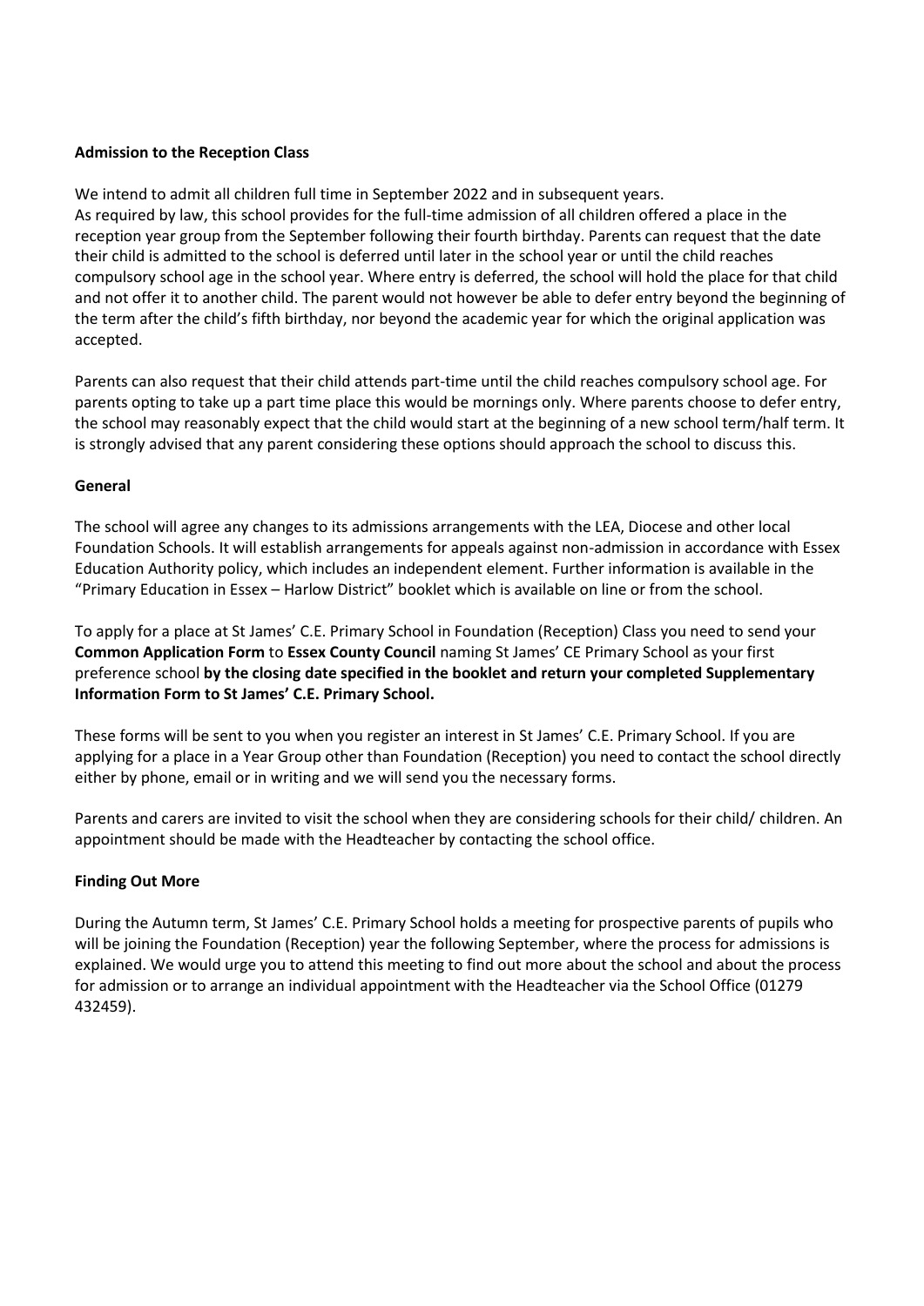**Admission to the Reception Class**

We intend to admit all children full time in September 2022 and in subsequent years.
As required by law, this school provides for the full-time admission of all children offered a place in the reception year group from the September following their fourth birthday. Parents can request that the date their child is admitted to the school is deferred until later in the school year or until the child reaches compulsory school age in the school year. Where entry is deferred, the school will hold the place for that child and not offer it to another child. The parent would not however be able to defer entry beyond the beginning of the term after the child's fifth birthday, nor beyond the academic year for which the original application was accepted.

Parents can also request that their child attends part-time until the child reaches compulsory school age. For parents opting to take up a part time place this would be mornings only. Where parents choose to defer entry, the school may reasonably expect that the child would start at the beginning of a new school term/half term. It is strongly advised that any parent considering these options should approach the school to discuss this.

**General**

The school will agree any changes to its admissions arrangements with the LEA, Diocese and other local Foundation Schools. It will establish arrangements for appeals against non-admission in accordance with Essex Education Authority policy, which includes an independent element. Further information is available in the "Primary Education in Essex – Harlow District" booklet which is available on line or from the school.

To apply for a place at St James' C.E. Primary School in Foundation (Reception) Class you need to send your **Common Application Form** to **Essex County Council** naming St James' CE Primary School as your first preference school **by the closing date specified in the booklet and return your completed Supplementary Information Form to St James' C.E. Primary School.**

These forms will be sent to you when you register an interest in St James' C.E. Primary School. If you are applying for a place in a Year Group other than Foundation (Reception) you need to contact the school directly either by phone, email or in writing and we will send you the necessary forms.

Parents and carers are invited to visit the school when they are considering schools for their child/ children. An appointment should be made with the Headteacher by contacting the school office.

**Finding Out More**

During the Autumn term, St James' C.E. Primary School holds a meeting for prospective parents of pupils who will be joining the Foundation (Reception) year the following September, where the process for admissions is explained. We would urge you to attend this meeting to find out more about the school and about the process for admission or to arrange an individual appointment with the Headteacher via the School Office (01279 432459).